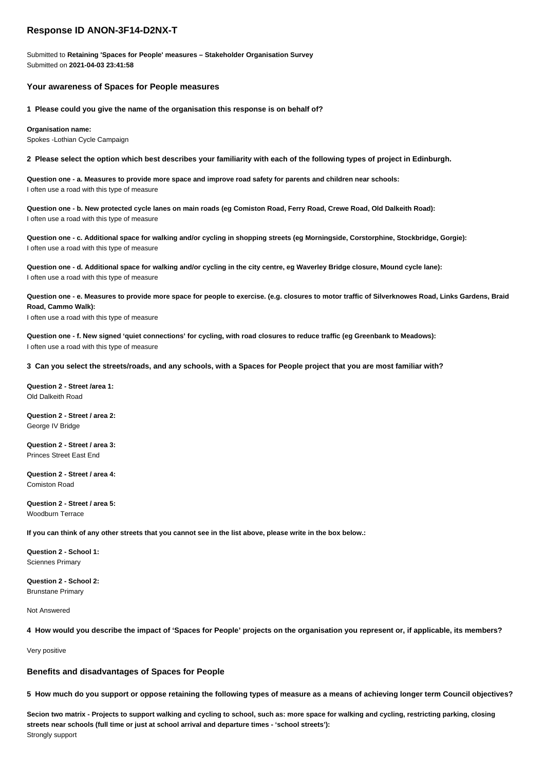## Response ID ANON-3F14-D2NX-T

Submitted to **Retaining 'Spaces for People' measures – Stakeholder Organisation Survey**
Submitted on **2021-04-03 23:41:58**

### Your awareness of Spaces for People measures

**1 Please could you give the name of the organisation this response is on behalf of?**

**Organisation name:**
Spokes -Lothian Cycle Campaign

**2 Please select the option which best describes your familiarity with each of the following types of project in Edinburgh.**

**Question one - a. Measures to provide more space and improve road safety for parents and children near schools:**
I often use a road with this type of measure

**Question one - b. New protected cycle lanes on main roads (eg Comiston Road, Ferry Road, Crewe Road, Old Dalkeith Road):**
I often use a road with this type of measure

**Question one - c. Additional space for walking and/or cycling in shopping streets (eg Morningside, Corstorphine, Stockbridge, Gorgie):**
I often use a road with this type of measure

**Question one - d. Additional space for walking and/or cycling in the city centre, eg Waverley Bridge closure, Mound cycle lane):**
I often use a road with this type of measure

**Question one - e. Measures to provide more space for people to exercise. (e.g. closures to motor traffic of Silverknowes Road, Links Gardens, Braid Road, Cammo Walk):**
I often use a road with this type of measure

**Question one - f. New signed 'quiet connections' for cycling, with road closures to reduce traffic (eg Greenbank to Meadows):**
I often use a road with this type of measure

**3 Can you select the streets/roads, and any schools, with a Spaces for People project that you are most familiar with?**

**Question 2 - Street /area 1:**
Old Dalkeith Road

**Question 2 - Street / area 2:**
George IV Bridge

**Question 2 - Street / area 3:**
Princes Street East End

**Question 2 - Street / area 4:**
Comiston Road

**Question 2 - Street / area 5:**
Woodburn Terrace

**If you can think of any other streets that you cannot see in the list above, please write in the box below.:**

**Question 2 - School 1:**
Sciennes Primary

**Question 2 - School 2:**
Brunstane Primary

Not Answered

**4 How would you describe the impact of 'Spaces for People' projects on the organisation you represent or, if applicable, its members?**

Very positive

### Benefits and disadvantages of Spaces for People

**5 How much do you support or oppose retaining the following types of measure as a means of achieving longer term Council objectives?**

**Secion two matrix - Projects to support walking and cycling to school, such as: more space for walking and cycling, restricting parking, closing streets near schools (full time or just at school arrival and departure times - 'school streets'):**
Strongly support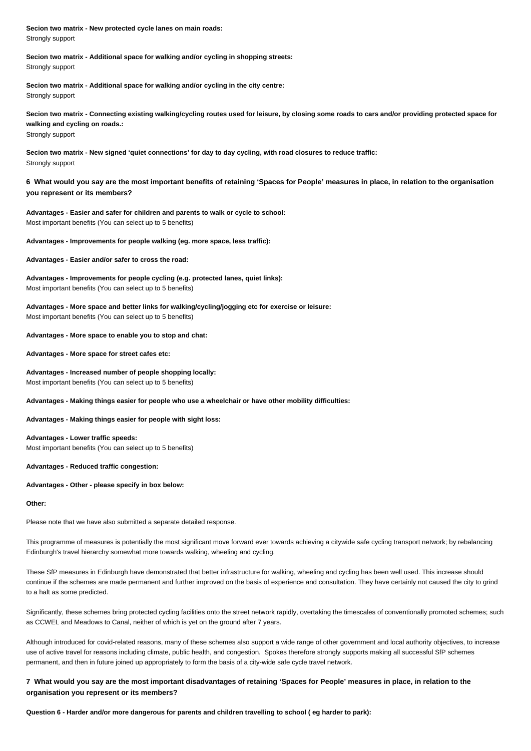**Secion two matrix - New protected cycle lanes on main roads:**
Strongly support

**Secion two matrix - Additional space for walking and/or cycling in shopping streets:**
Strongly support

**Secion two matrix - Additional space for walking and/or cycling in the city centre:**
Strongly support

**Secion two matrix - Connecting existing walking/cycling routes used for leisure, by closing some roads to cars and/or providing protected space for walking and cycling on roads.:**
Strongly support

**Secion two matrix - New signed 'quiet connections' for day to day cycling, with road closures to reduce traffic:**
Strongly support

### 6 What would you say are the most important benefits of retaining 'Spaces for People' measures in place, in relation to the organisation you represent or its members?

**Advantages - Easier and safer for children and parents to walk or cycle to school:**
Most important benefits (You can select up to 5 benefits)

**Advantages - Improvements for people walking (eg. more space, less traffic):**

**Advantages - Easier and/or safer to cross the road:**

**Advantages - Improvements for people cycling (e.g. protected lanes, quiet links):**
Most important benefits (You can select up to 5 benefits)

**Advantages - More space and better links for walking/cycling/jogging etc for exercise or leisure:**
Most important benefits (You can select up to 5 benefits)

**Advantages - More space to enable you to stop and chat:**

**Advantages - More space for street cafes etc:**

**Advantages - Increased number of people shopping locally:**
Most important benefits (You can select up to 5 benefits)

**Advantages - Making things easier for people who use a wheelchair or have other mobility difficulties:**

**Advantages - Making things easier for people with sight loss:**

**Advantages - Lower traffic speeds:**
Most important benefits (You can select up to 5 benefits)

**Advantages - Reduced traffic congestion:**

**Advantages - Other - please specify in box below:**

**Other:**

Please note that we have also submitted a separate detailed response.

This programme of measures is potentially the most significant move forward ever towards achieving a citywide safe cycling transport network; by rebalancing Edinburgh's travel hierarchy somewhat more towards walking, wheeling and cycling.

These SfP measures in Edinburgh have demonstrated that better infrastructure for walking, wheeling and cycling has been well used. This increase should continue if the schemes are made permanent and further improved on the basis of experience and consultation. They have certainly not caused the city to grind to a halt as some predicted.

Significantly, these schemes bring protected cycling facilities onto the street network rapidly, overtaking the timescales of conventionally promoted schemes; such as CCWEL and Meadows to Canal, neither of which is yet on the ground after 7 years.

Although introduced for covid-related reasons, many of these schemes also support a wide range of other government and local authority objectives, to increase use of active travel for reasons including climate, public health, and congestion. Spokes therefore strongly supports making all successful SfP schemes permanent, and then in future joined up appropriately to form the basis of a city-wide safe cycle travel network.

### 7 What would you say are the most important disadvantages of retaining 'Spaces for People' measures in place, in relation to the organisation you represent or its members?

**Question 6 - Harder and/or more dangerous for parents and children travelling to school ( eg harder to park):**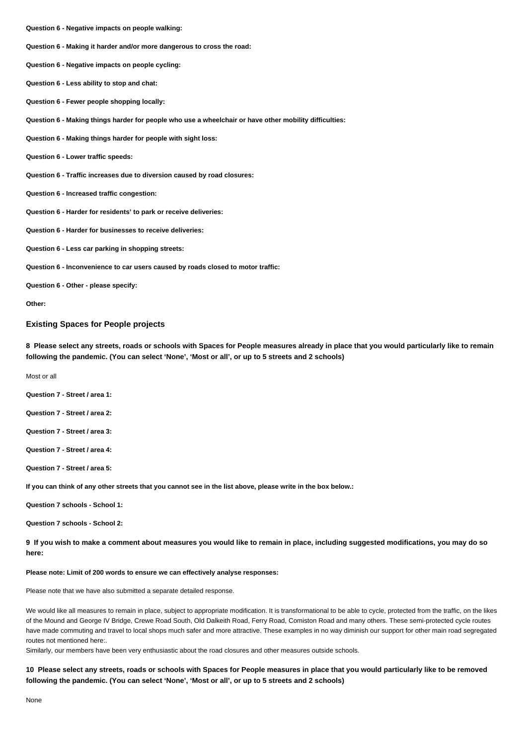**Question 6 - Negative impacts on people walking:**

**Question 6 - Making it harder and/or more dangerous to cross the road:**

**Question 6 - Negative impacts on people cycling:**

**Question 6 - Less ability to stop and chat:**

**Question 6 - Fewer people shopping locally:**

**Question 6 - Making things harder for people who use a wheelchair or have other mobility difficulties:**

**Question 6 - Making things harder for people with sight loss:**

**Question 6 - Lower traffic speeds:**

**Question 6 - Traffic increases due to diversion caused by road closures:**

**Question 6 - Increased traffic congestion:**

**Question 6 - Harder for residents' to park or receive deliveries:**

**Question 6 - Harder for businesses to receive deliveries:**

**Question 6 - Less car parking in shopping streets:**

**Question 6 - Inconvenience to car users caused by roads closed to motor traffic:**

**Question 6 - Other - please specify:**

**Other:**

## Existing Spaces for People projects

**8 Please select any streets, roads or schools with Spaces for People measures already in place that you would particularly like to remain following the pandemic. (You can select 'None', 'Most or all', or up to 5 streets and 2 schools)**

Most or all

**Question 7 - Street / area 1:**

**Question 7 - Street / area 2:**

**Question 7 - Street / area 3:**

**Question 7 - Street / area 4:**

**Question 7 - Street / area 5:**

**If you can think of any other streets that you cannot see in the list above, please write in the box below.:**

**Question 7 schools - School 1:**

**Question 7 schools - School 2:**

**9 If you wish to make a comment about measures you would like to remain in place, including suggested modifications, you may do so here:**

**Please note: Limit of 200 words to ensure we can effectively analyse responses:**

Please note that we have also submitted a separate detailed response.

We would like all measures to remain in place, subject to appropriate modification. It is transformational to be able to cycle, protected from the traffic, on the likes of the Mound and George IV Bridge, Crewe Road South, Old Dalkeith Road, Ferry Road, Comiston Road and many others. These semi-protected cycle routes have made commuting and travel to local shops much safer and more attractive. These examples in no way diminish our support for other main road segregated routes not mentioned here:.
Similarly, our members have been very enthusiastic about the road closures and other measures outside schools.

**10 Please select any streets, roads or schools with Spaces for People measures in place that you would particularly like to be removed following the pandemic. (You can select 'None', 'Most or all', or up to 5 streets and 2 schools)**

None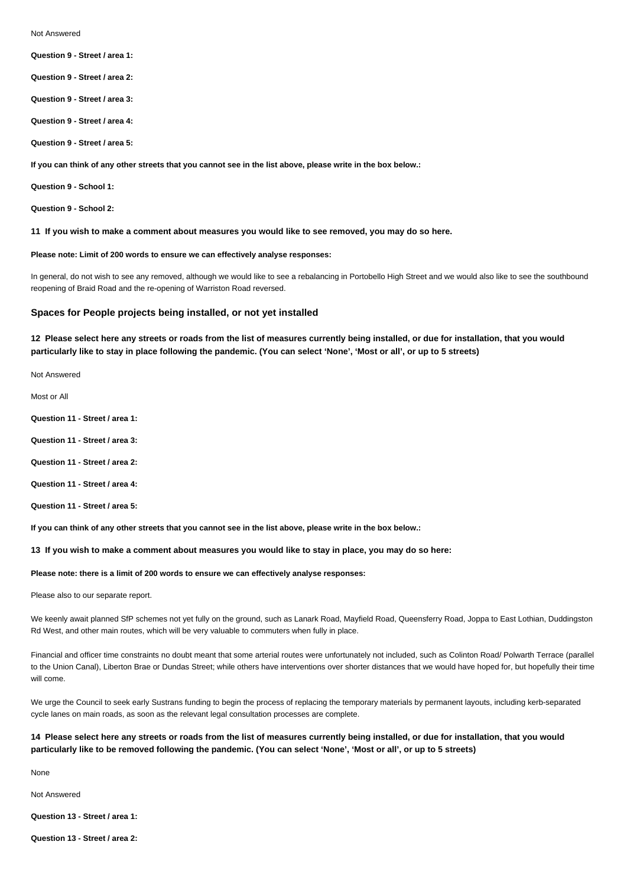Not Answered

**Question 9 - Street / area 1:**

**Question 9 - Street / area 2:**

**Question 9 - Street / area 3:**

**Question 9 - Street / area 4:**

**Question 9 - Street / area 5:**

**If you can think of any other streets that you cannot see in the list above, please write in the box below.:**

**Question 9 - School 1:**

**Question 9 - School 2:**

**11 If you wish to make a comment about measures you would like to see removed, you may do so here.**

**Please note: Limit of 200 words to ensure we can effectively analyse responses:**

In general, do not wish to see any removed, although we would like to see a rebalancing in Portobello High Street and we would also like to see the southbound reopening of Braid Road and the re-opening of Warriston Road reversed.

## Spaces for People projects being installed, or not yet installed

**12 Please select here any streets or roads from the list of measures currently being installed, or due for installation, that you would particularly like to stay in place following the pandemic. (You can select 'None', 'Most or all', or up to 5 streets)**

Not Answered

Most or All

**Question 11 - Street / area 1:**

**Question 11 - Street / area 3:**

**Question 11 - Street / area 2:**

**Question 11 - Street / area 4:**

**Question 11 - Street / area 5:**

**If you can think of any other streets that you cannot see in the list above, please write in the box below.:**

**13 If you wish to make a comment about measures you would like to stay in place, you may do so here:**

**Please note: there is a limit of 200 words to ensure we can effectively analyse responses:**

Please also to our separate report.

We keenly await planned SfP schemes not yet fully on the ground, such as Lanark Road, Mayfield Road, Queensferry Road, Joppa to East Lothian, Duddingston Rd West, and other main routes, which will be very valuable to commuters when fully in place.

Financial and officer time constraints no doubt meant that some arterial routes were unfortunately not included, such as Colinton Road/ Polwarth Terrace (parallel to the Union Canal), Liberton Brae or Dundas Street; while others have interventions over shorter distances that we would have hoped for, but hopefully their time will come.

We urge the Council to seek early Sustrans funding to begin the process of replacing the temporary materials by permanent layouts, including kerb-separated cycle lanes on main roads, as soon as the relevant legal consultation processes are complete.

**14 Please select here any streets or roads from the list of measures currently being installed, or due for installation, that you would particularly like to be removed following the pandemic. (You can select 'None', 'Most or all', or up to 5 streets)**

None

Not Answered

**Question 13 - Street / area 1:**

**Question 13 - Street / area 2:**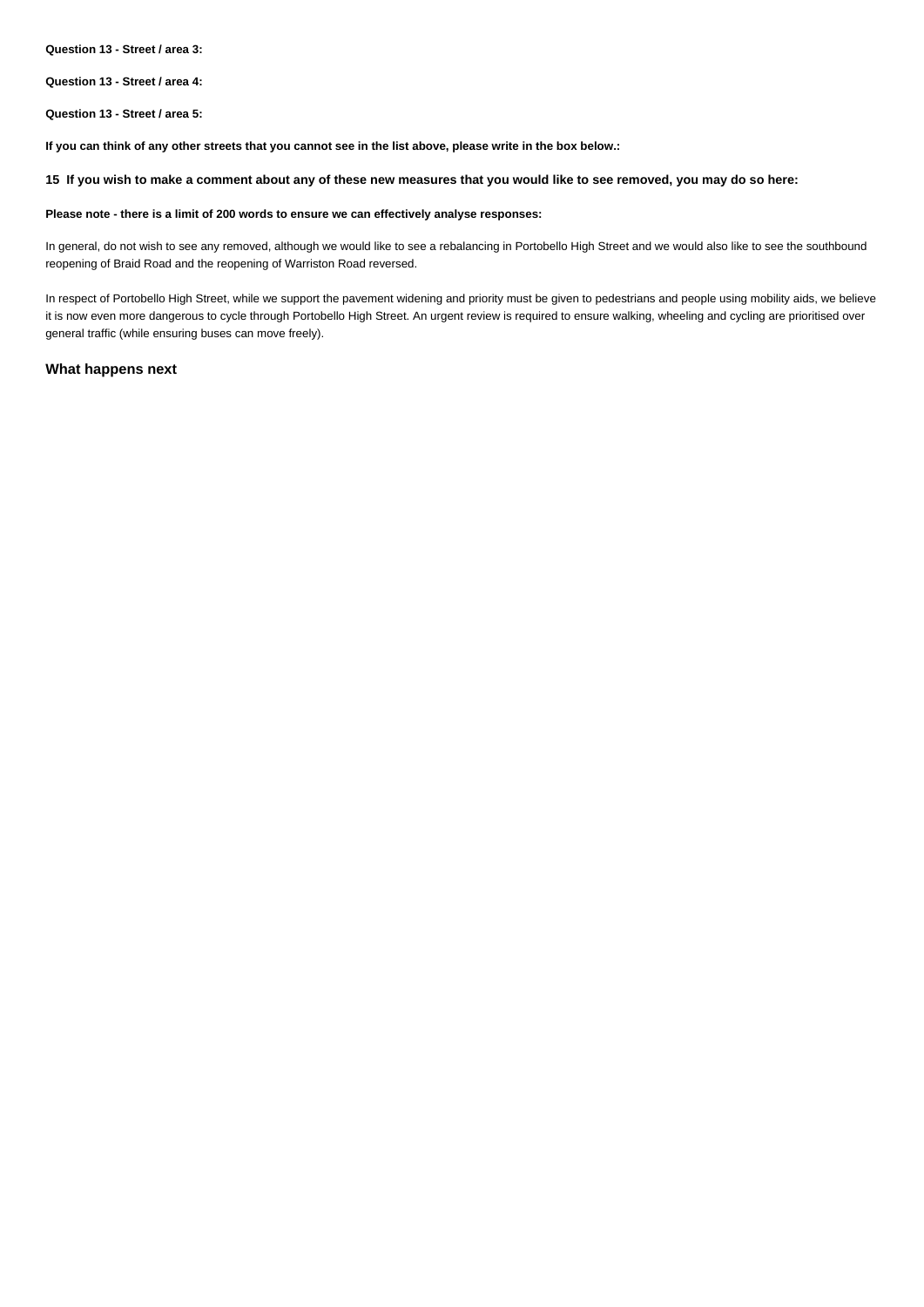**Question 13 - Street / area 3:**

**Question 13 - Street / area 4:**

**Question 13 - Street / area 5:**

**If you can think of any other streets that you cannot see in the list above, please write in the box below.:**

**15 If you wish to make a comment about any of these new measures that you would like to see removed, you may do so here:**

**Please note - there is a limit of 200 words to ensure we can effectively analyse responses:**

In general, do not wish to see any removed, although we would like to see a rebalancing in Portobello High Street and we would also like to see the southbound reopening of Braid Road and the reopening of Warriston Road reversed.

In respect of Portobello High Street, while we support the pavement widening and priority must be given to pedestrians and people using mobility aids, we believe it is now even more dangerous to cycle through Portobello High Street. An urgent review is required to ensure walking, wheeling and cycling are prioritised over general traffic (while ensuring buses can move freely).

## What happens next